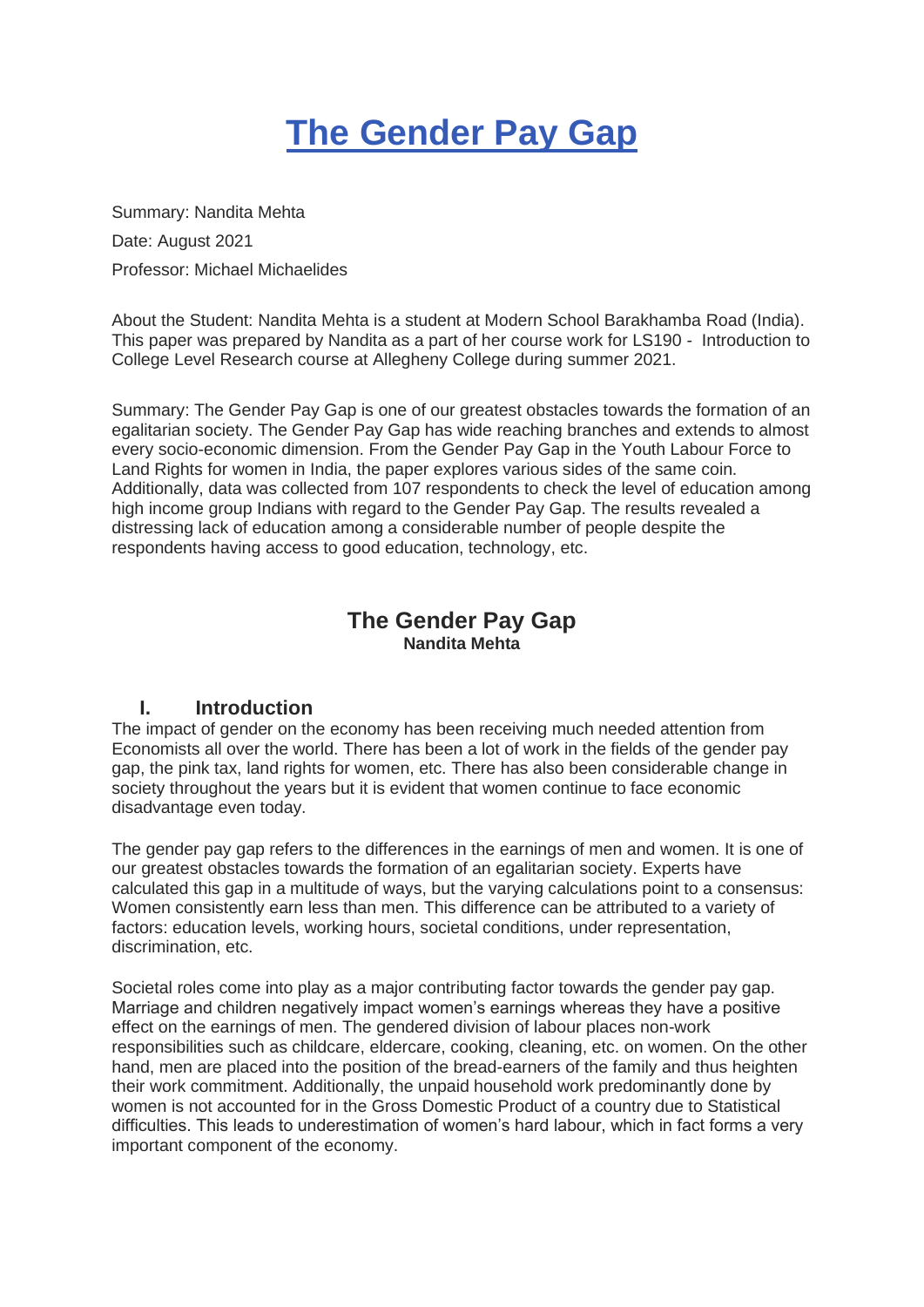# The Gender Pay Gap

Summary: Nandita Mehta

Date: August 2021

Professor: Michael Michaelides

About the Student: Nandita Mehta is a student at Modern School Barakhamba Road (India). This paper was prepared by Nandita as a part of her course work for LS190 - Introduction to College Level Research course at Allegheny College during summer 2021.

Summary: The Gender Pay Gap is one of our greatest obstacles towards the formation of an egalitarian society. The Gender Pay Gap has wide reaching branches and extends to almost every socio-economic dimension. From the Gender Pay Gap in the Youth Labour Force to Land Rights for women in India, the paper explores various sides of the same coin. Additionally, data was collected from 107 respondents to check the level of education among high income group Indians with regard to the Gender Pay Gap. The results revealed a distressing lack of education among a considerable number of people despite the respondents having access to good education, technology, etc.

## The Gender Pay Gap

**Nandita Mehta**

## I. Introduction

The impact of gender on the economy has been receiving much needed attention from Economists all over the world. There has been a lot of work in the fields of the gender pay gap, the pink tax, land rights for women, etc. There has also been considerable change in society throughout the years but it is evident that women continue to face economic disadvantage even today.

The gender pay gap refers to the differences in the earnings of men and women. It is one of our greatest obstacles towards the formation of an egalitarian society. Experts have calculated this gap in a multitude of ways, but the varying calculations point to a consensus: Women consistently earn less than men. This difference can be attributed to a variety of factors: education levels, working hours, societal conditions, under representation, discrimination, etc.

Societal roles come into play as a major contributing factor towards the gender pay gap. Marriage and children negatively impact women's earnings whereas they have a positive effect on the earnings of men. The gendered division of labour places non-work responsibilities such as childcare, eldercare, cooking, cleaning, etc. on women. On the other hand, men are placed into the position of the bread-earners of the family and thus heighten their work commitment. Additionally, the unpaid household work predominantly done by women is not accounted for in the Gross Domestic Product of a country due to Statistical difficulties. This leads to underestimation of women's hard labour, which in fact forms a very important component of the economy.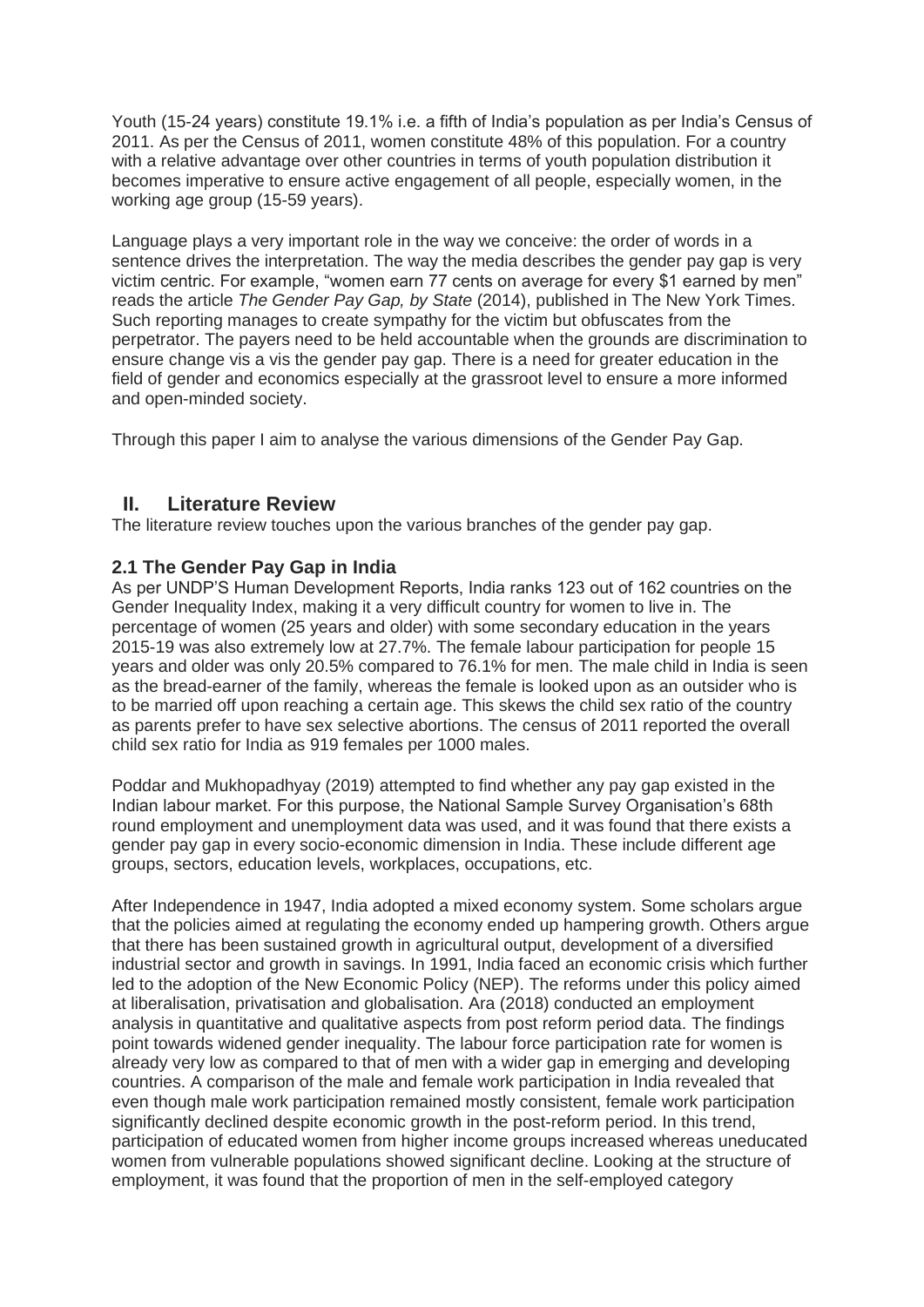Youth (15-24 years) constitute 19.1% i.e. a fifth of India's population as per India's Census of 2011. As per the Census of 2011, women constitute 48% of this population. For a country with a relative advantage over other countries in terms of youth population distribution it becomes imperative to ensure active engagement of all people, especially women, in the working age group (15-59 years).

Language plays a very important role in the way we conceive: the order of words in a sentence drives the interpretation. The way the media describes the gender pay gap is very victim centric. For example, "women earn 77 cents on average for every $1 earned by men" reads the article *The Gender Pay Gap, by State* (2014), published in The New York Times. Such reporting manages to create sympathy for the victim but obfuscates from the perpetrator. The payers need to be held accountable when the grounds are discrimination to ensure change vis a vis the gender pay gap. There is a need for greater education in the field of gender and economics especially at the grassroot level to ensure a more informed and open-minded society.

Through this paper I aim to analyse the various dimensions of the Gender Pay Gap.

## II. Literature Review

The literature review touches upon the various branches of the gender pay gap.

### 2.1 The Gender Pay Gap in India

As per UNDP'S Human Development Reports, India ranks 123 out of 162 countries on the Gender Inequality Index, making it a very difficult country for women to live in. The percentage of women (25 years and older) with some secondary education in the years 2015-19 was also extremely low at 27.7%. The female labour participation for people 15 years and older was only 20.5% compared to 76.1% for men. The male child in India is seen as the bread-earner of the family, whereas the female is looked upon as an outsider who is to be married off upon reaching a certain age. This skews the child sex ratio of the country as parents prefer to have sex selective abortions. The census of 2011 reported the overall child sex ratio for India as 919 females per 1000 males.

Poddar and Mukhopadhyay (2019) attempted to find whether any pay gap existed in the Indian labour market. For this purpose, the National Sample Survey Organisation's 68th round employment and unemployment data was used, and it was found that there exists a gender pay gap in every socio-economic dimension in India. These include different age groups, sectors, education levels, workplaces, occupations, etc.

After Independence in 1947, India adopted a mixed economy system. Some scholars argue that the policies aimed at regulating the economy ended up hampering growth. Others argue that there has been sustained growth in agricultural output, development of a diversified industrial sector and growth in savings. In 1991, India faced an economic crisis which further led to the adoption of the New Economic Policy (NEP). The reforms under this policy aimed at liberalisation, privatisation and globalisation. Ara (2018) conducted an employment analysis in quantitative and qualitative aspects from post reform period data. The findings point towards widened gender inequality. The labour force participation rate for women is already very low as compared to that of men with a wider gap in emerging and developing countries. A comparison of the male and female work participation in India revealed that even though male work participation remained mostly consistent, female work participation significantly declined despite economic growth in the post-reform period. In this trend, participation of educated women from higher income groups increased whereas uneducated women from vulnerable populations showed significant decline. Looking at the structure of employment, it was found that the proportion of men in the self-employed category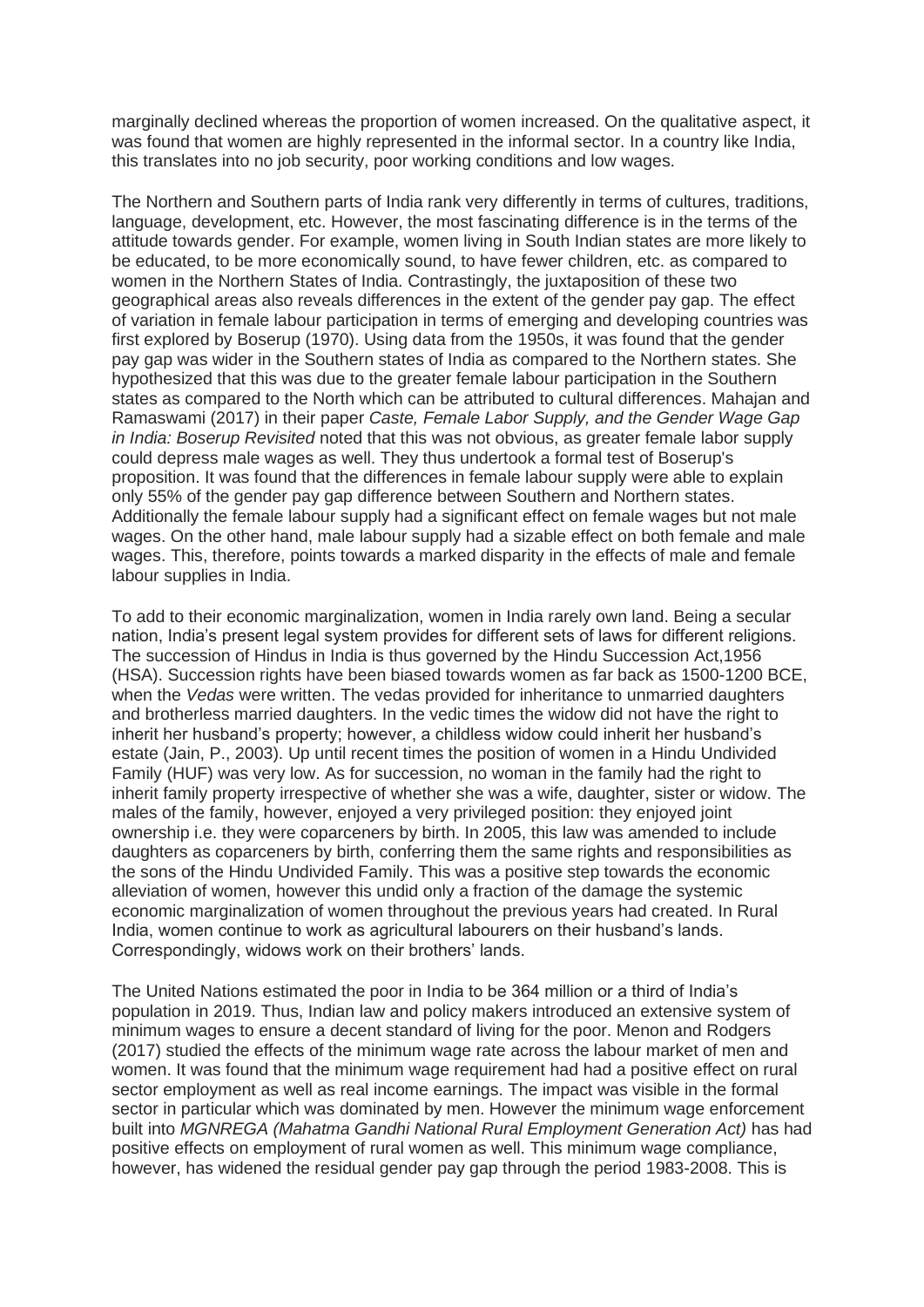marginally declined whereas the proportion of women increased. On the qualitative aspect, it was found that women are highly represented in the informal sector. In a country like India, this translates into no job security, poor working conditions and low wages.

The Northern and Southern parts of India rank very differently in terms of cultures, traditions, language, development, etc. However, the most fascinating difference is in the terms of the attitude towards gender. For example, women living in South Indian states are more likely to be educated, to be more economically sound, to have fewer children, etc. as compared to women in the Northern States of India. Contrastingly, the juxtaposition of these two geographical areas also reveals differences in the extent of the gender pay gap. The effect of variation in female labour participation in terms of emerging and developing countries was first explored by Boserup (1970). Using data from the 1950s, it was found that the gender pay gap was wider in the Southern states of India as compared to the Northern states. She hypothesized that this was due to the greater female labour participation in the Southern states as compared to the North which can be attributed to cultural differences. Mahajan and Ramaswami (2017) in their paper *Caste, Female Labor Supply, and the Gender Wage Gap in India: Boserup Revisited* noted that this was not obvious, as greater female labor supply could depress male wages as well. They thus undertook a formal test of Boserup's proposition. It was found that the differences in female labour supply were able to explain only 55% of the gender pay gap difference between Southern and Northern states. Additionally the female labour supply had a significant effect on female wages but not male wages. On the other hand, male labour supply had a sizable effect on both female and male wages. This, therefore, points towards a marked disparity in the effects of male and female labour supplies in India.

To add to their economic marginalization, women in India rarely own land. Being a secular nation, India's present legal system provides for different sets of laws for different religions. The succession of Hindus in India is thus governed by the Hindu Succession Act,1956 (HSA). Succession rights have been biased towards women as far back as 1500-1200 BCE, when the *Vedas* were written. The vedas provided for inheritance to unmarried daughters and brotherless married daughters. In the vedic times the widow did not have the right to inherit her husband's property; however, a childless widow could inherit her husband's estate (Jain, P., 2003). Up until recent times the position of women in a Hindu Undivided Family (HUF) was very low. As for succession, no woman in the family had the right to inherit family property irrespective of whether she was a wife, daughter, sister or widow. The males of the family, however, enjoyed a very privileged position: they enjoyed joint ownership i.e. they were coparceners by birth. In 2005, this law was amended to include daughters as coparceners by birth, conferring them the same rights and responsibilities as the sons of the Hindu Undivided Family. This was a positive step towards the economic alleviation of women, however this undid only a fraction of the damage the systemic economic marginalization of women throughout the previous years had created. In Rural India, women continue to work as agricultural labourers on their husband's lands. Correspondingly, widows work on their brothers' lands.

The United Nations estimated the poor in India to be 364 million or a third of India's population in 2019. Thus, Indian law and policy makers introduced an extensive system of minimum wages to ensure a decent standard of living for the poor. Menon and Rodgers (2017) studied the effects of the minimum wage rate across the labour market of men and women. It was found that the minimum wage requirement had had a positive effect on rural sector employment as well as real income earnings. The impact was visible in the formal sector in particular which was dominated by men. However the minimum wage enforcement built into *MGNREGA (Mahatma Gandhi National Rural Employment Generation Act)* has had positive effects on employment of rural women as well. This minimum wage compliance, however, has widened the residual gender pay gap through the period 1983-2008. This is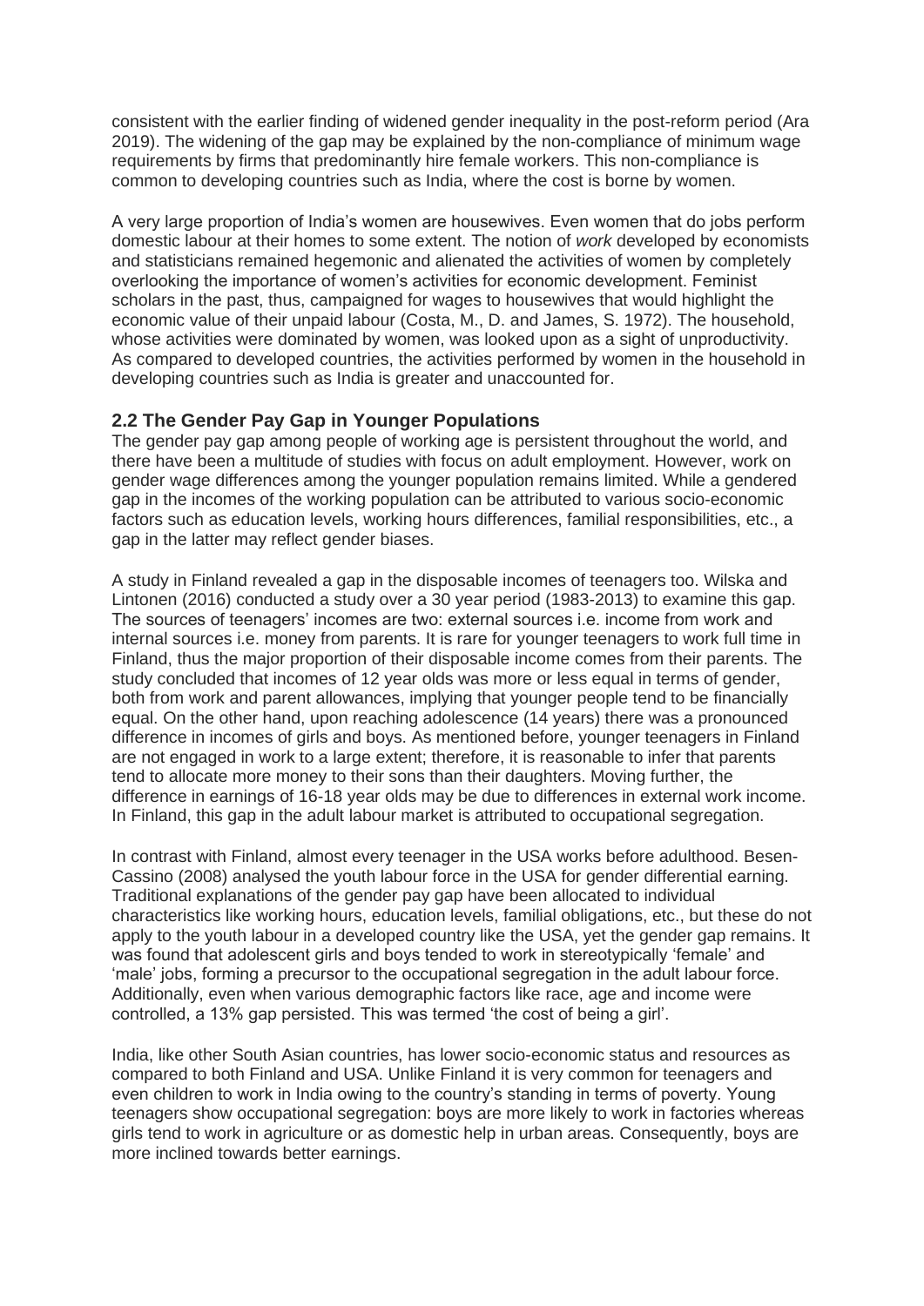consistent with the earlier finding of widened gender inequality in the post-reform period (Ara 2019). The widening of the gap may be explained by the non-compliance of minimum wage requirements by firms that predominantly hire female workers. This non-compliance is common to developing countries such as India, where the cost is borne by women.

A very large proportion of India's women are housewives. Even women that do jobs perform domestic labour at their homes to some extent. The notion of *work* developed by economists and statisticians remained hegemonic and alienated the activities of women by completely overlooking the importance of women's activities for economic development. Feminist scholars in the past, thus, campaigned for wages to housewives that would highlight the economic value of their unpaid labour (Costa, M., D. and James, S. 1972). The household, whose activities were dominated by women, was looked upon as a sight of unproductivity. As compared to developed countries, the activities performed by women in the household in developing countries such as India is greater and unaccounted for.

### 2.2 The Gender Pay Gap in Younger Populations

The gender pay gap among people of working age is persistent throughout the world, and there have been a multitude of studies with focus on adult employment. However, work on gender wage differences among the younger population remains limited. While a gendered gap in the incomes of the working population can be attributed to various socio-economic factors such as education levels, working hours differences, familial responsibilities, etc., a gap in the latter may reflect gender biases.

A study in Finland revealed a gap in the disposable incomes of teenagers too. Wilska and Lintonen (2016) conducted a study over a 30 year period (1983-2013) to examine this gap. The sources of teenagers' incomes are two: external sources i.e. income from work and internal sources i.e. money from parents. It is rare for younger teenagers to work full time in Finland, thus the major proportion of their disposable income comes from their parents. The study concluded that incomes of 12 year olds was more or less equal in terms of gender, both from work and parent allowances, implying that younger people tend to be financially equal. On the other hand, upon reaching adolescence (14 years) there was a pronounced difference in incomes of girls and boys. As mentioned before, younger teenagers in Finland are not engaged in work to a large extent; therefore, it is reasonable to infer that parents tend to allocate more money to their sons than their daughters. Moving further, the difference in earnings of 16-18 year olds may be due to differences in external work income. In Finland, this gap in the adult labour market is attributed to occupational segregation.

In contrast with Finland, almost every teenager in the USA works before adulthood. Besen-Cassino (2008) analysed the youth labour force in the USA for gender differential earning. Traditional explanations of the gender pay gap have been allocated to individual characteristics like working hours, education levels, familial obligations, etc., but these do not apply to the youth labour in a developed country like the USA, yet the gender gap remains. It was found that adolescent girls and boys tended to work in stereotypically 'female' and 'male' jobs, forming a precursor to the occupational segregation in the adult labour force. Additionally, even when various demographic factors like race, age and income were controlled, a 13% gap persisted. This was termed 'the cost of being a girl'.

India, like other South Asian countries, has lower socio-economic status and resources as compared to both Finland and USA. Unlike Finland it is very common for teenagers and even children to work in India owing to the country's standing in terms of poverty. Young teenagers show occupational segregation: boys are more likely to work in factories whereas girls tend to work in agriculture or as domestic help in urban areas. Consequently, boys are more inclined towards better earnings.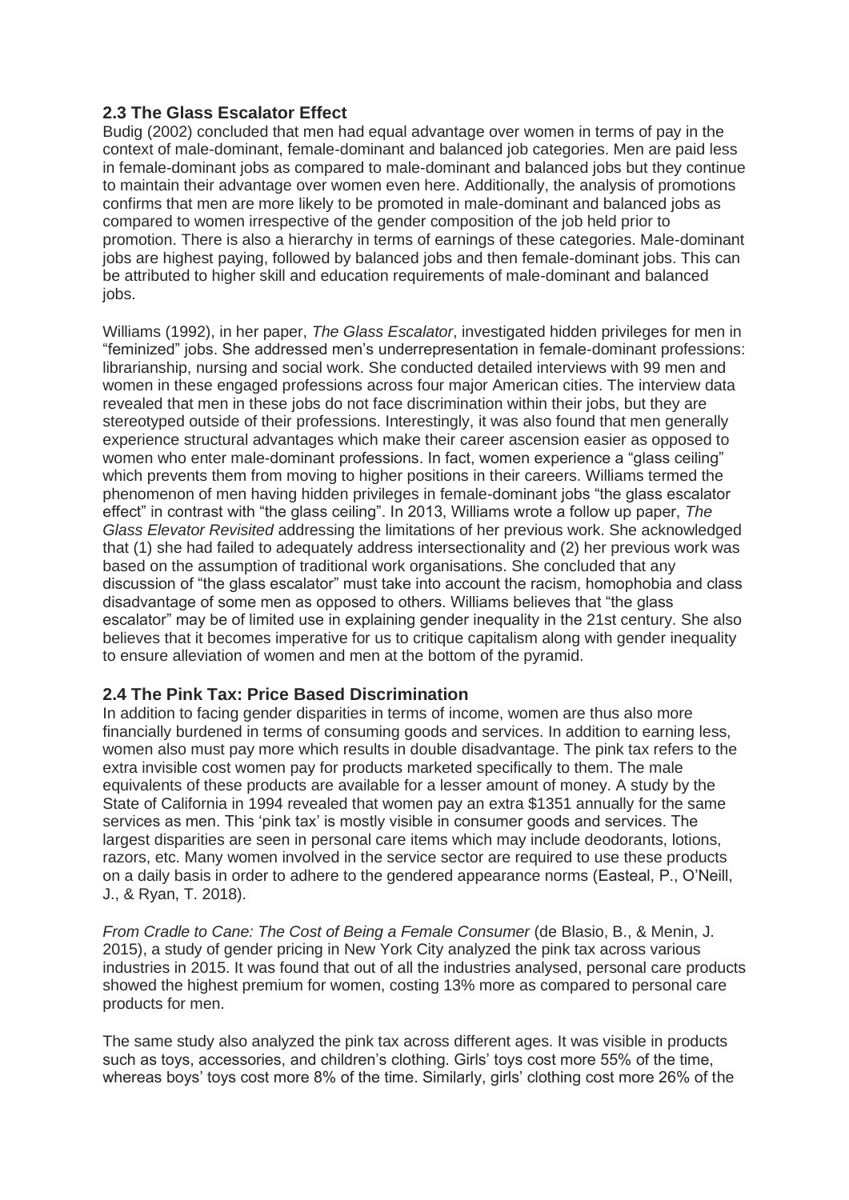## 2.3 The Glass Escalator Effect

Budig (2002) concluded that men had equal advantage over women in terms of pay in the context of male-dominant, female-dominant and balanced job categories. Men are paid less in female-dominant jobs as compared to male-dominant and balanced jobs but they continue to maintain their advantage over women even here. Additionally, the analysis of promotions confirms that men are more likely to be promoted in male-dominant and balanced jobs as compared to women irrespective of the gender composition of the job held prior to promotion. There is also a hierarchy in terms of earnings of these categories. Male-dominant jobs are highest paying, followed by balanced jobs and then female-dominant jobs. This can be attributed to higher skill and education requirements of male-dominant and balanced jobs.

Williams (1992), in her paper, *The Glass Escalator*, investigated hidden privileges for men in "feminized" jobs. She addressed men's underrepresentation in female-dominant professions: librarianship, nursing and social work. She conducted detailed interviews with 99 men and women in these engaged professions across four major American cities. The interview data revealed that men in these jobs do not face discrimination within their jobs, but they are stereotyped outside of their professions. Interestingly, it was also found that men generally experience structural advantages which make their career ascension easier as opposed to women who enter male-dominant professions. In fact, women experience a "glass ceiling" which prevents them from moving to higher positions in their careers. Williams termed the phenomenon of men having hidden privileges in female-dominant jobs "the glass escalator effect" in contrast with "the glass ceiling". In 2013, Williams wrote a follow up paper, *The Glass Elevator Revisited* addressing the limitations of her previous work. She acknowledged that (1) she had failed to adequately address intersectionality and (2) her previous work was based on the assumption of traditional work organisations. She concluded that any discussion of "the glass escalator" must take into account the racism, homophobia and class disadvantage of some men as opposed to others. Williams believes that "the glass escalator" may be of limited use in explaining gender inequality in the 21st century. She also believes that it becomes imperative for us to critique capitalism along with gender inequality to ensure alleviation of women and men at the bottom of the pyramid.

## 2.4 The Pink Tax: Price Based Discrimination

In addition to facing gender disparities in terms of income, women are thus also more financially burdened in terms of consuming goods and services. In addition to earning less, women also must pay more which results in double disadvantage. The pink tax refers to the extra invisible cost women pay for products marketed specifically to them. The male equivalents of these products are available for a lesser amount of money. A study by the State of California in 1994 revealed that women pay an extra $1351 annually for the same services as men. This 'pink tax' is mostly visible in consumer goods and services. The largest disparities are seen in personal care items which may include deodorants, lotions, razors, etc. Many women involved in the service sector are required to use these products on a daily basis in order to adhere to the gendered appearance norms (Easteal, P., O'Neill, J., & Ryan, T. 2018).

*From Cradle to Cane: The Cost of Being a Female Consumer* (de Blasio, B., & Menin, J. 2015), a study of gender pricing in New York City analyzed the pink tax across various industries in 2015. It was found that out of all the industries analysed, personal care products showed the highest premium for women, costing 13% more as compared to personal care products for men.

The same study also analyzed the pink tax across different ages. It was visible in products such as toys, accessories, and children's clothing. Girls' toys cost more 55% of the time, whereas boys' toys cost more 8% of the time. Similarly, girls' clothing cost more 26% of the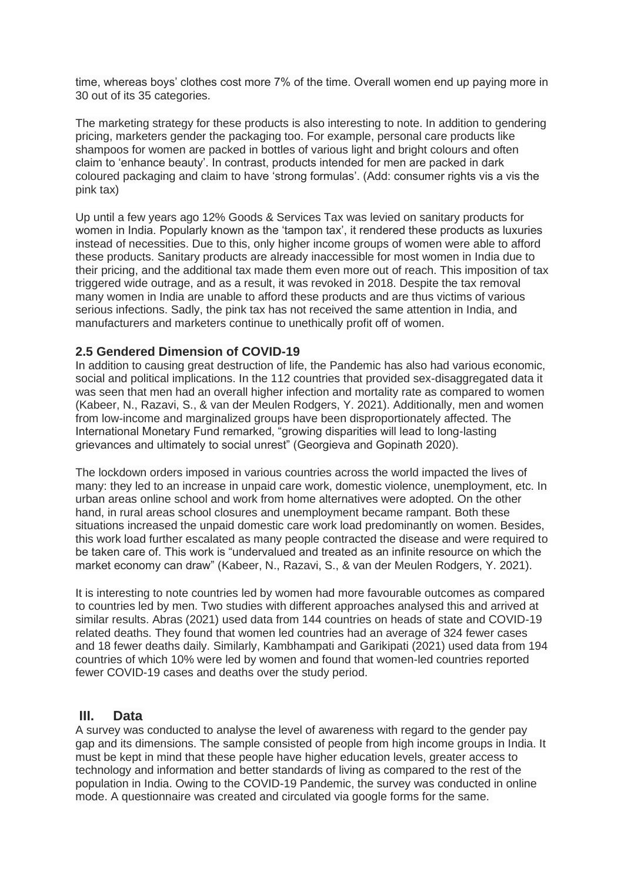time, whereas boys' clothes cost more 7% of the time. Overall women end up paying more in 30 out of its 35 categories.

The marketing strategy for these products is also interesting to note. In addition to gendering pricing, marketers gender the packaging too. For example, personal care products like shampoos for women are packed in bottles of various light and bright colours and often claim to 'enhance beauty'. In contrast, products intended for men are packed in dark coloured packaging and claim to have 'strong formulas'. (Add: consumer rights vis a vis the pink tax)

Up until a few years ago 12% Goods & Services Tax was levied on sanitary products for women in India. Popularly known as the 'tampon tax', it rendered these products as luxuries instead of necessities. Due to this, only higher income groups of women were able to afford these products. Sanitary products are already inaccessible for most women in India due to their pricing, and the additional tax made them even more out of reach. This imposition of tax triggered wide outrage, and as a result, it was revoked in 2018. Despite the tax removal many women in India are unable to afford these products and are thus victims of various serious infections. Sadly, the pink tax has not received the same attention in India, and manufacturers and marketers continue to unethically profit off of women.

### 2.5 Gendered Dimension of COVID-19

In addition to causing great destruction of life, the Pandemic has also had various economic, social and political implications. In the 112 countries that provided sex-disaggregated data it was seen that men had an overall higher infection and mortality rate as compared to women (Kabeer, N., Razavi, S., & van der Meulen Rodgers, Y. 2021). Additionally, men and women from low-income and marginalized groups have been disproportionately affected. The International Monetary Fund remarked, "growing disparities will lead to long-lasting grievances and ultimately to social unrest" (Georgieva and Gopinath 2020).

The lockdown orders imposed in various countries across the world impacted the lives of many: they led to an increase in unpaid care work, domestic violence, unemployment, etc. In urban areas online school and work from home alternatives were adopted. On the other hand, in rural areas school closures and unemployment became rampant. Both these situations increased the unpaid domestic care work load predominantly on women. Besides, this work load further escalated as many people contracted the disease and were required to be taken care of. This work is "undervalued and treated as an infinite resource on which the market economy can draw" (Kabeer, N., Razavi, S., & van der Meulen Rodgers, Y. 2021).

It is interesting to note countries led by women had more favourable outcomes as compared to countries led by men. Two studies with different approaches analysed this and arrived at similar results. Abras (2021) used data from 144 countries on heads of state and COVID-19 related deaths. They found that women led countries had an average of 324 fewer cases and 18 fewer deaths daily. Similarly, Kambhampati and Garikipati (2021) used data from 194 countries of which 10% were led by women and found that women-led countries reported fewer COVID-19 cases and deaths over the study period.

## III. Data

A survey was conducted to analyse the level of awareness with regard to the gender pay gap and its dimensions. The sample consisted of people from high income groups in India. It must be kept in mind that these people have higher education levels, greater access to technology and information and better standards of living as compared to the rest of the population in India. Owing to the COVID-19 Pandemic, the survey was conducted in online mode. A questionnaire was created and circulated via google forms for the same.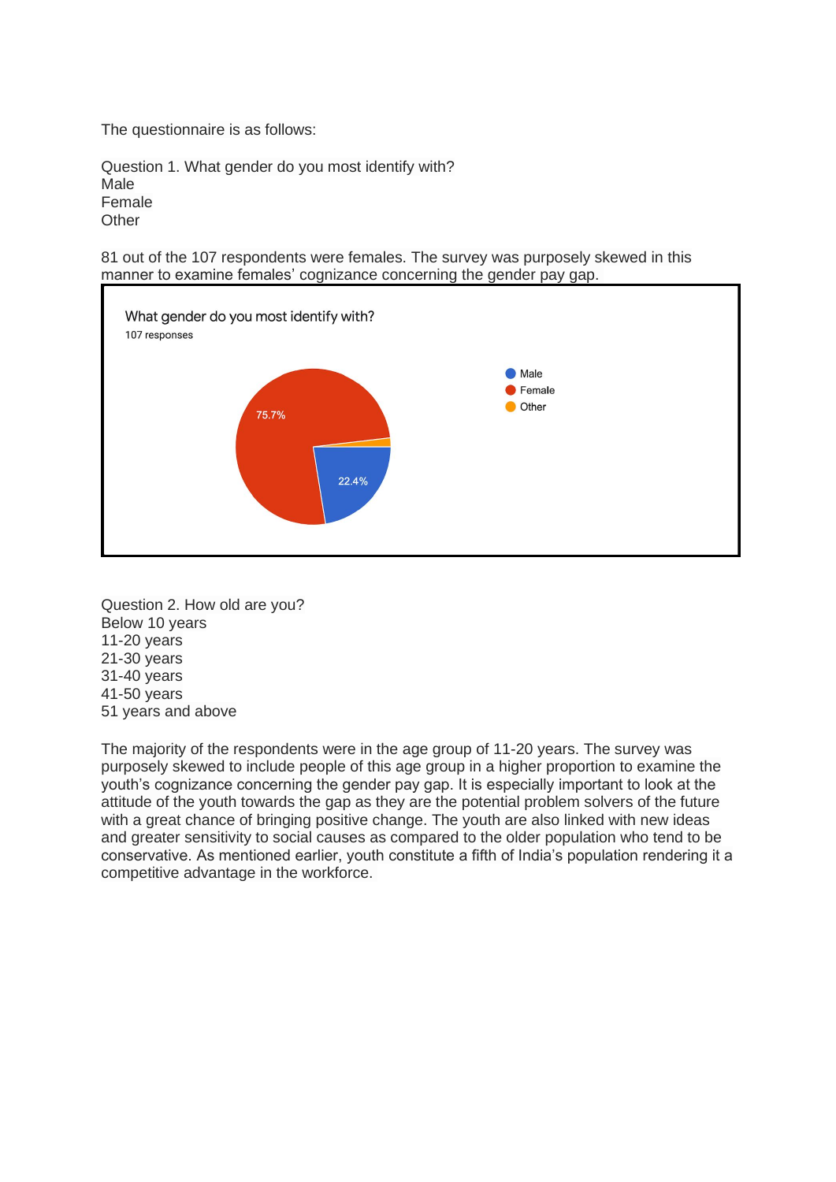The questionnaire is as follows:

Question 1. What gender do you most identify with?
Male
Female
Other

81 out of the 107 respondents were females. The survey was purposely skewed in this manner to examine females' cognizance concerning the gender pay gap.

What gender do you most identify with?
107 responses

- Male: 22.4%
- Female: 75.7%
- Other

Question 2. How old are you?
Below 10 years
11-20 years
21-30 years
31-40 years
41-50 years
51 years and above

The majority of the respondents were in the age group of 11-20 years. The survey was purposely skewed to include people of this age group in a higher proportion to examine the youth's cognizance concerning the gender pay gap. It is especially important to look at the attitude of the youth towards the gap as they are the potential problem solvers of the future with a great chance of bringing positive change. The youth are also linked with new ideas and greater sensitivity to social causes as compared to the older population who tend to be conservative. As mentioned earlier, youth constitute a fifth of India's population rendering it a competitive advantage in the workforce.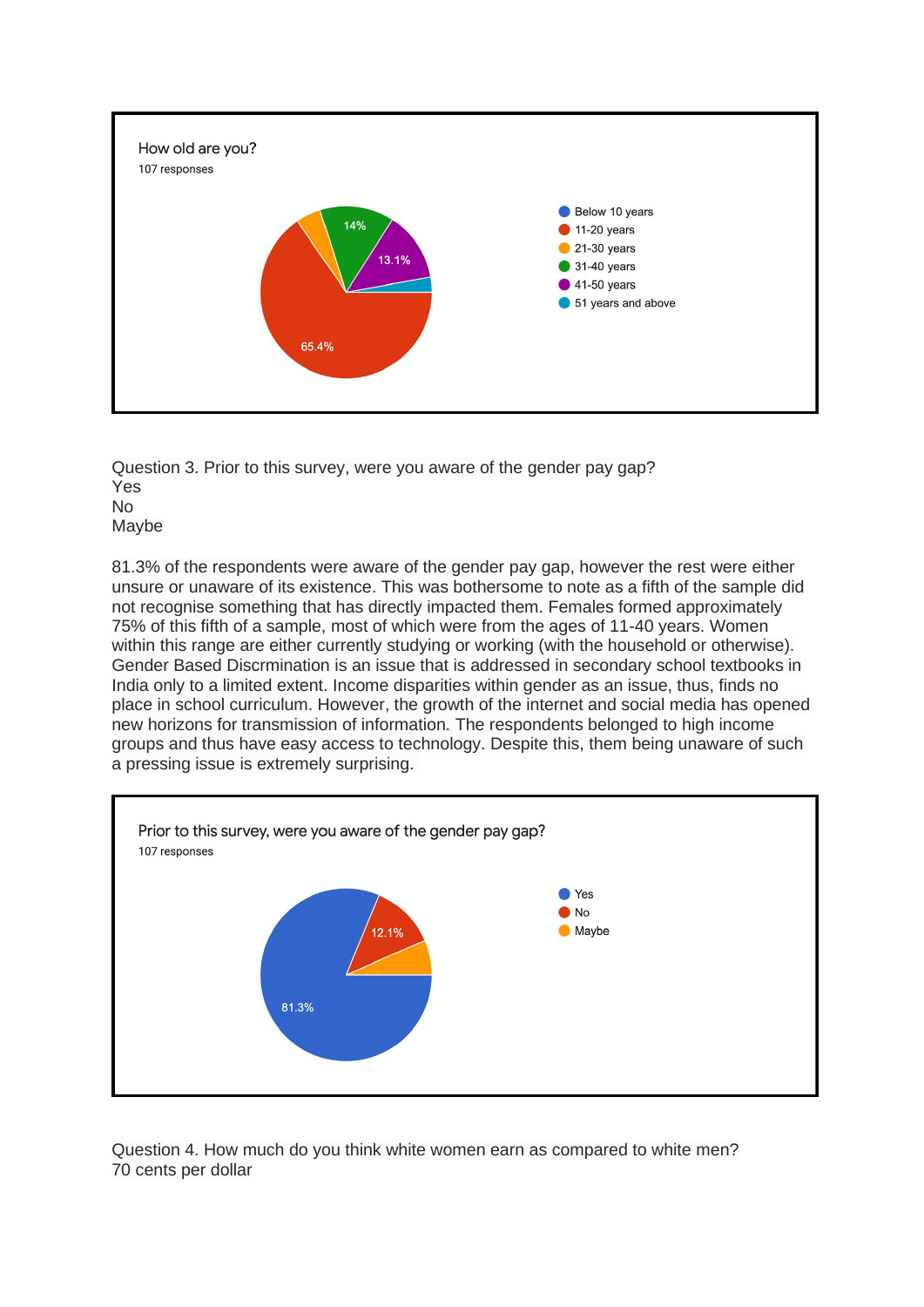How old are you?
107 responses

- Below 10 years
- 11-20 years: 65.4%
- 21-30 years
- 31-40 years: 14%
- 41-50 years: 13.1%
- 51 years and above

Question 3. Prior to this survey, were you aware of the gender pay gap?
Yes
No
Maybe

81.3% of the respondents were aware of the gender pay gap, however the rest were either unsure or unaware of its existence. This was bothersome to note as a fifth of the sample did not recognise something that has directly impacted them. Females formed approximately 75% of this fifth of a sample, most of which were from the ages of 11-40 years. Women within this range are either currently studying or working (with the household or otherwise). Gender Based Discrmination is an issue that is addressed in secondary school textbooks in India only to a limited extent. Income disparities within gender as an issue, thus, finds no place in school curriculum. However, the growth of the internet and social media has opened new horizons for transmission of information. The respondents belonged to high income groups and thus have easy access to technology. Despite this, them being unaware of such a pressing issue is extremely surprising.

Prior to this survey, were you aware of the gender pay gap?
107 responses

- Yes: 81.3%
- No: 12.1%
- Maybe

Question 4. How much do you think white women earn as compared to white men?
70 cents per dollar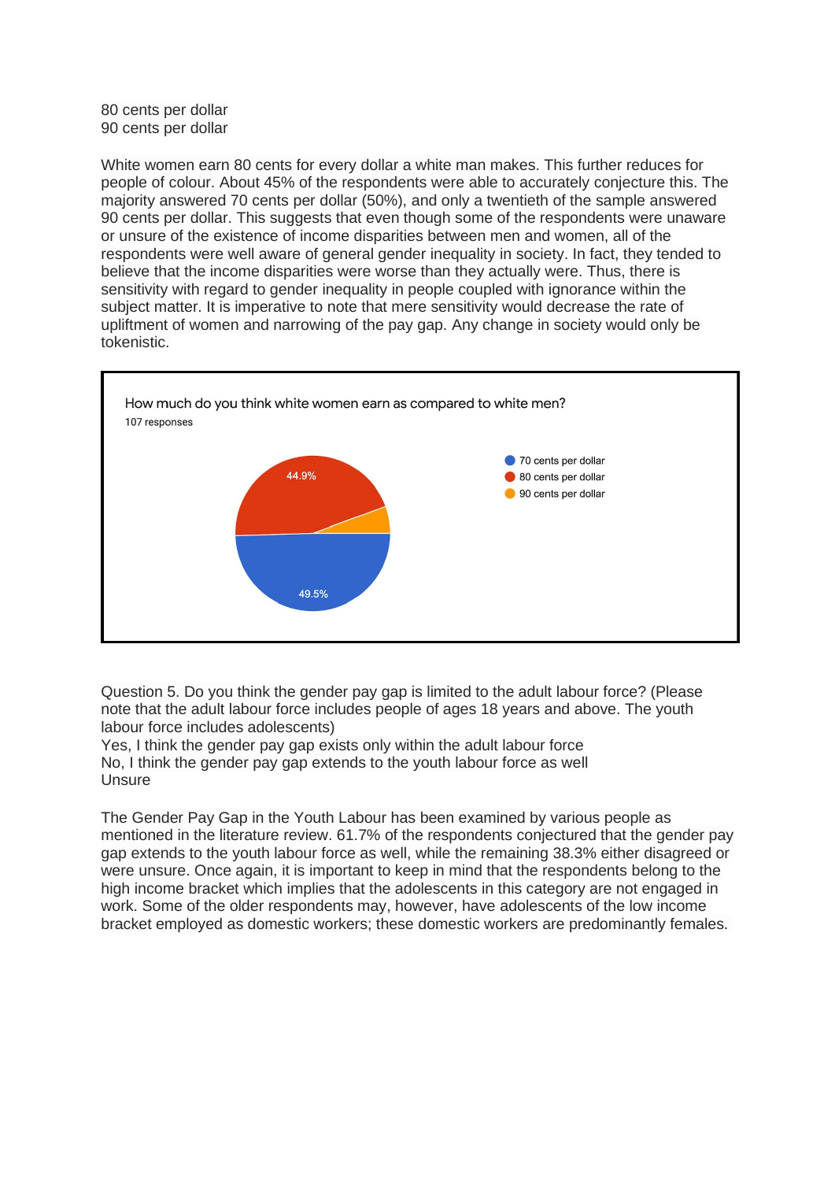80 cents per dollar
90 cents per dollar

White women earn 80 cents for every dollar a white man makes. This further reduces for people of colour. About 45% of the respondents were able to accurately conjecture this. The majority answered 70 cents per dollar (50%), and only a twentieth of the sample answered 90 cents per dollar. This suggests that even though some of the respondents were unaware or unsure of the existence of income disparities between men and women, all of the respondents were well aware of general gender inequality in society. In fact, they tended to believe that the income disparities were worse than they actually were. Thus, there is sensitivity with regard to gender inequality in people coupled with ignorance within the subject matter. It is imperative to note that mere sensitivity would decrease the rate of upliftment of women and narrowing of the pay gap. Any change in society would only be tokenistic.

How much do you think white women earn as compared to white men?
107 responses

- 70 cents per dollar: 49.5%
- 80 cents per dollar: 44.9%
- 90 cents per dollar

Question 5. Do you think the gender pay gap is limited to the adult labour force? (Please note that the adult labour force includes people of ages 18 years and above. The youth labour force includes adolescents)
Yes, I think the gender pay gap exists only within the adult labour force
No, I think the gender pay gap extends to the youth labour force as well
Unsure

The Gender Pay Gap in the Youth Labour has been examined by various people as mentioned in the literature review. 61.7% of the respondents conjectured that the gender pay gap extends to the youth labour force as well, while the remaining 38.3% either disagreed or were unsure. Once again, it is important to keep in mind that the respondents belong to the high income bracket which implies that the adolescents in this category are not engaged in work. Some of the older respondents may, however, have adolescents of the low income bracket employed as domestic workers; these domestic workers are predominantly females.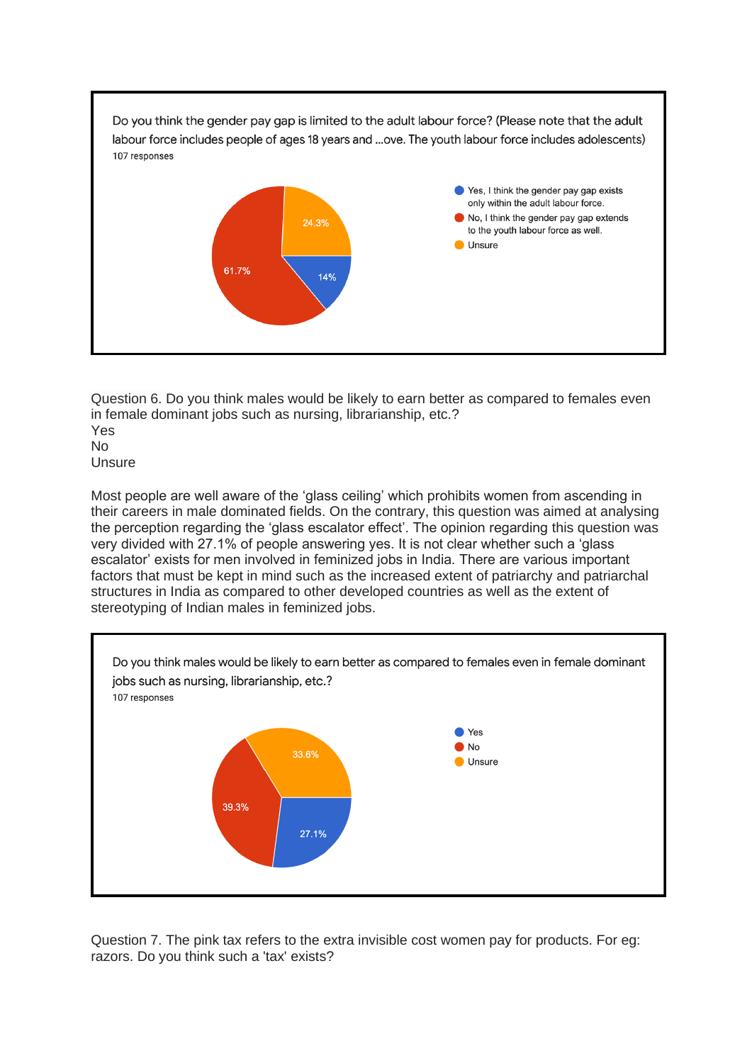Do you think the gender pay gap is limited to the adult labour force? (Please note that the adult labour force includes people of ages 18 years and ...ove. The youth labour force includes adolescents)
107 responses

- Yes, I think the gender pay gap exists only within the adult labour force. — 14%
- No, I think the gender pay gap extends to the youth labour force as well. — 61.7%
- Unsure — 24.3%

Question 6. Do you think males would be likely to earn better as compared to females even in female dominant jobs such as nursing, librarianship, etc.?
Yes
No
Unsure

Most people are well aware of the 'glass ceiling' which prohibits women from ascending in their careers in male dominated fields. On the contrary, this question was aimed at analysing the perception regarding the 'glass escalator effect'. The opinion regarding this question was very divided with 27.1% of people answering yes. It is not clear whether such a 'glass escalator' exists for men involved in feminized jobs in India. There are various important factors that must be kept in mind such as the increased extent of patriarchy and patriarchal structures in India as compared to other developed countries as well as the extent of stereotyping of Indian males in feminized jobs.

Do you think males would be likely to earn better as compared to females even in female dominant jobs such as nursing, librarianship, etc.?
107 responses

- Yes — 27.1%
- No — 39.3%
- Unsure — 33.6%

Question 7. The pink tax refers to the extra invisible cost women pay for products. For eg: razors. Do you think such a 'tax' exists?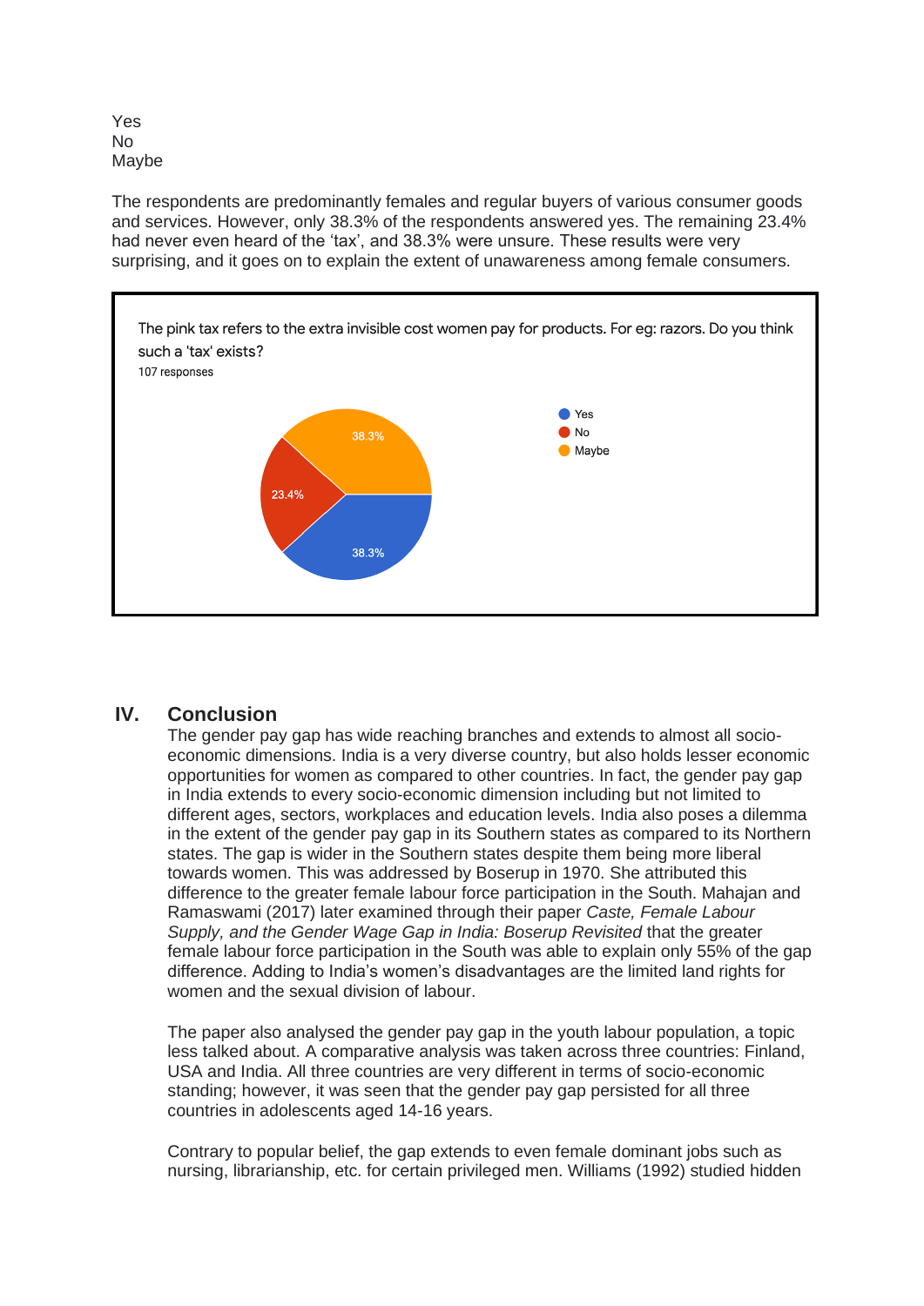Yes
No
Maybe

The respondents are predominantly females and regular buyers of various consumer goods and services. However, only 38.3% of the respondents answered yes. The remaining 23.4% had never even heard of the 'tax', and 38.3% were unsure. These results were very surprising, and it goes on to explain the extent of unawareness among female consumers.

The pink tax refers to the extra invisible cost women pay for products. For eg: razors. Do you think such a 'tax' exists?
107 responses

| Response | Percentage |
|---|---|
| Yes | 38.3% |
| No | 23.4% |
| Maybe | 38.3% |

## IV. Conclusion

The gender pay gap has wide reaching branches and extends to almost all socio-economic dimensions. India is a very diverse country, but also holds lesser economic opportunities for women as compared to other countries. In fact, the gender pay gap in India extends to every socio-economic dimension including but not limited to different ages, sectors, workplaces and education levels. India also poses a dilemma in the extent of the gender pay gap in its Southern states as compared to its Northern states. The gap is wider in the Southern states despite them being more liberal towards women. This was addressed by Boserup in 1970. She attributed this difference to the greater female labour force participation in the South. Mahajan and Ramaswami (2017) later examined through their paper *Caste, Female Labour Supply, and the Gender Wage Gap in India: Boserup Revisited* that the greater female labour force participation in the South was able to explain only 55% of the gap difference. Adding to India's women's disadvantages are the limited land rights for women and the sexual division of labour.

The paper also analysed the gender pay gap in the youth labour population, a topic less talked about. A comparative analysis was taken across three countries: Finland, USA and India. All three countries are very different in terms of socio-economic standing; however, it was seen that the gender pay gap persisted for all three countries in adolescents aged 14-16 years.

Contrary to popular belief, the gap extends to even female dominant jobs such as nursing, librarianship, etc. for certain privileged men. Williams (1992) studied hidden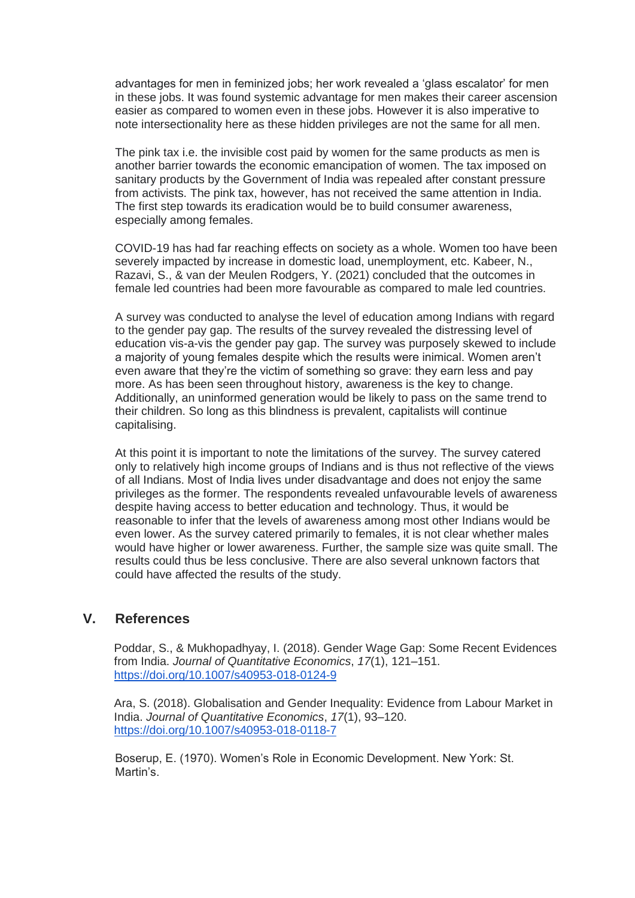advantages for men in feminized jobs; her work revealed a 'glass escalator' for men in these jobs. It was found systemic advantage for men makes their career ascension easier as compared to women even in these jobs. However it is also imperative to note intersectionality here as these hidden privileges are not the same for all men.

The pink tax i.e. the invisible cost paid by women for the same products as men is another barrier towards the economic emancipation of women. The tax imposed on sanitary products by the Government of India was repealed after constant pressure from activists. The pink tax, however, has not received the same attention in India. The first step towards its eradication would be to build consumer awareness, especially among females.

COVID-19 has had far reaching effects on society as a whole. Women too have been severely impacted by increase in domestic load, unemployment, etc. Kabeer, N., Razavi, S., & van der Meulen Rodgers, Y. (2021) concluded that the outcomes in female led countries had been more favourable as compared to male led countries.

A survey was conducted to analyse the level of education among Indians with regard to the gender pay gap. The results of the survey revealed the distressing level of education vis-a-vis the gender pay gap. The survey was purposely skewed to include a majority of young females despite which the results were inimical. Women aren't even aware that they're the victim of something so grave: they earn less and pay more. As has been seen throughout history, awareness is the key to change. Additionally, an uninformed generation would be likely to pass on the same trend to their children. So long as this blindness is prevalent, capitalists will continue capitalising.

At this point it is important to note the limitations of the survey. The survey catered only to relatively high income groups of Indians and is thus not reflective of the views of all Indians. Most of India lives under disadvantage and does not enjoy the same privileges as the former. The respondents revealed unfavourable levels of awareness despite having access to better education and technology. Thus, it would be reasonable to infer that the levels of awareness among most other Indians would be even lower. As the survey catered primarily to females, it is not clear whether males would have higher or lower awareness. Further, the sample size was quite small. The results could thus be less conclusive. There are also several unknown factors that could have affected the results of the study.

## V. References

Poddar, S., & Mukhopadhyay, I. (2018). Gender Wage Gap: Some Recent Evidences from India. *Journal of Quantitative Economics*, *17*(1), 121–151. https://doi.org/10.1007/s40953-018-0124-9

Ara, S. (2018). Globalisation and Gender Inequality: Evidence from Labour Market in India. *Journal of Quantitative Economics*, *17*(1), 93–120. https://doi.org/10.1007/s40953-018-0118-7

Boserup, E. (1970). Women's Role in Economic Development. New York: St. Martin's.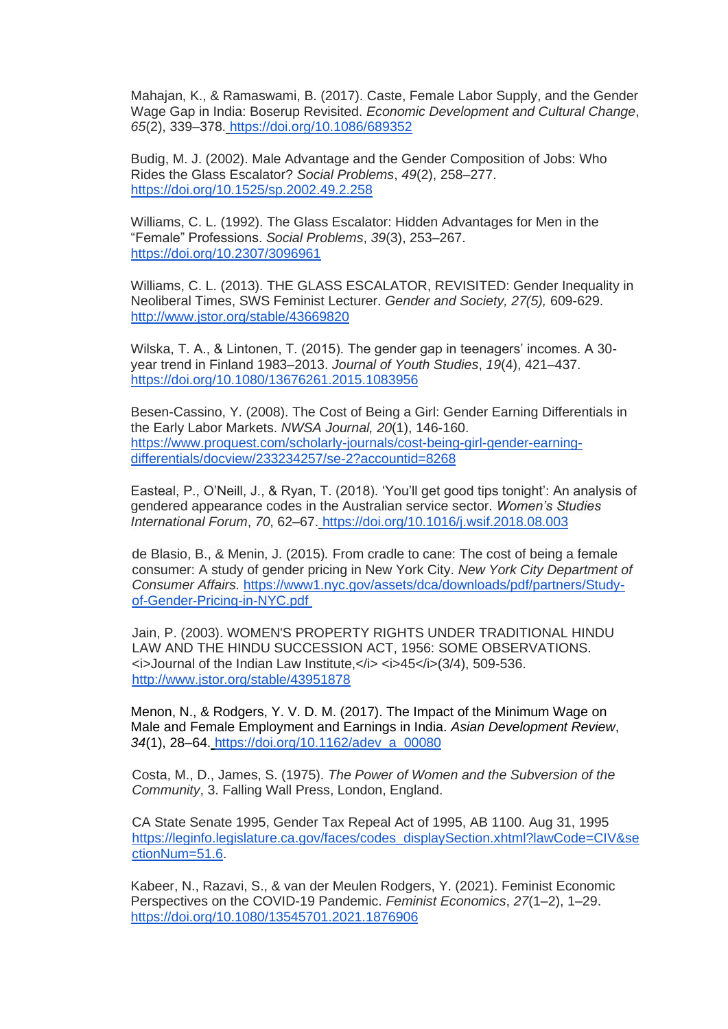Mahajan, K., & Ramaswami, B. (2017). Caste, Female Labor Supply, and the Gender Wage Gap in India: Boserup Revisited. *Economic Development and Cultural Change*, *65*(2), 339–378. https://doi.org/10.1086/689352

Budig, M. J. (2002). Male Advantage and the Gender Composition of Jobs: Who Rides the Glass Escalator? *Social Problems*, *49*(2), 258–277. https://doi.org/10.1525/sp.2002.49.2.258

Williams, C. L. (1992). The Glass Escalator: Hidden Advantages for Men in the “Female” Professions. *Social Problems*, *39*(3), 253–267. https://doi.org/10.2307/3096961

Williams, C. L. (2013). THE GLASS ESCALATOR, REVISITED: Gender Inequality in Neoliberal Times, SWS Feminist Lecturer. *Gender and Society, 27(5),* 609-629. http://www.jstor.org/stable/43669820

Wilska, T. A., & Lintonen, T. (2015). The gender gap in teenagers’ incomes. A 30-year trend in Finland 1983–2013. *Journal of Youth Studies*, *19*(4), 421–437. https://doi.org/10.1080/13676261.2015.1083956

Besen-Cassino, Y. (2008). The Cost of Being a Girl: Gender Earning Differentials in the Early Labor Markets. *NWSA Journal, 20*(1), 146-160. https://www.proquest.com/scholarly-journals/cost-being-girl-gender-earning-differentials/docview/233234257/se-2?accountid=8268

Easteal, P., O’Neill, J., & Ryan, T. (2018). ‘You’ll get good tips tonight’: An analysis of gendered appearance codes in the Australian service sector. *Women’s Studies International Forum*, *70*, 62–67. https://doi.org/10.1016/j.wsif.2018.08.003

de Blasio, B., & Menin, J. (2015). From cradle to cane: The cost of being a female consumer: A study of gender pricing in New York City. *New York City Department of Consumer Affairs.* https://www1.nyc.gov/assets/dca/downloads/pdf/partners/Study-of-Gender-Pricing-in-NYC.pdf

Jain, P. (2003). WOMEN'S PROPERTY RIGHTS UNDER TRADITIONAL HINDU LAW AND THE HINDU SUCCESSION ACT, 1956: SOME OBSERVATIONS. <i>Journal of the Indian Law Institute,</i> <i>45</i>(3/4), 509-536. http://www.jstor.org/stable/43951878

Menon, N., & Rodgers, Y. V. D. M. (2017). The Impact of the Minimum Wage on Male and Female Employment and Earnings in India. *Asian Development Review*, *34*(1), 28–64. https://doi.org/10.1162/adev_a_00080

Costa, M., D., James, S. (1975). *The Power of Women and the Subversion of the Community*, 3. Falling Wall Press, London, England.

CA State Senate 1995, Gender Tax Repeal Act of 1995, AB 1100. Aug 31, 1995 https://leginfo.legislature.ca.gov/faces/codes_displaySection.xhtml?lawCode=CIV&sectionNum=51.6.

Kabeer, N., Razavi, S., & van der Meulen Rodgers, Y. (2021). Feminist Economic Perspectives on the COVID-19 Pandemic. *Feminist Economics*, *27*(1–2), 1–29. https://doi.org/10.1080/13545701.2021.1876906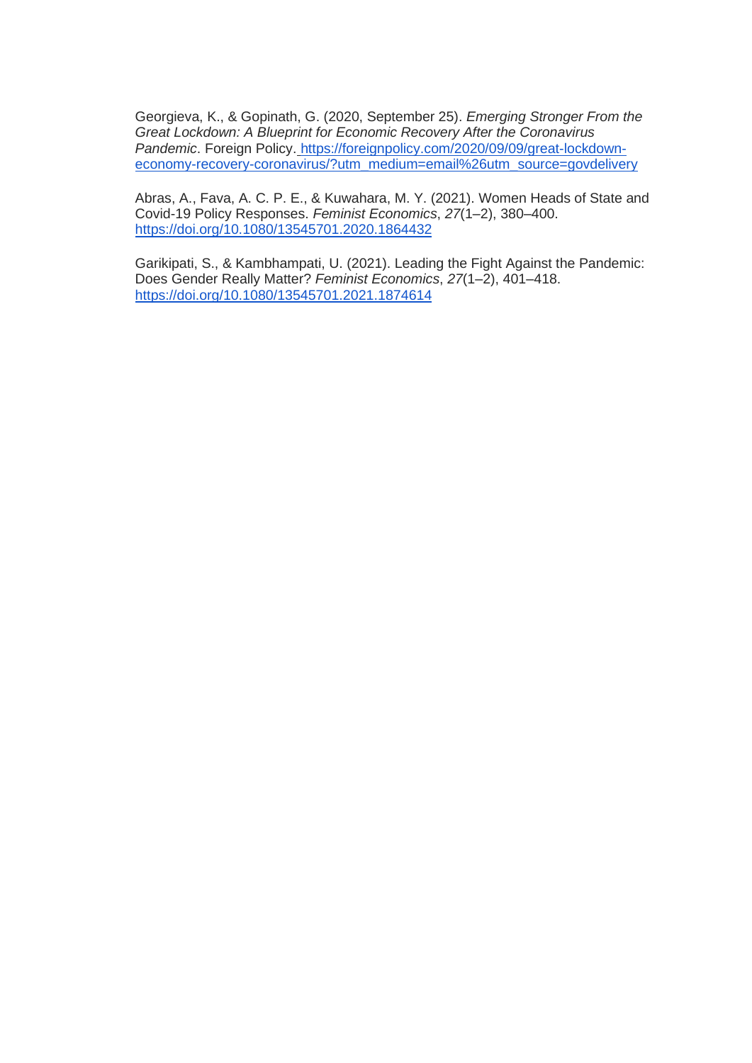Georgieva, K., & Gopinath, G. (2020, September 25). *Emerging Stronger From the Great Lockdown: A Blueprint for Economic Recovery After the Coronavirus Pandemic*. Foreign Policy. https://foreignpolicy.com/2020/09/09/great-lockdown-economy-recovery-coronavirus/?utm_medium=email%26utm_source=govdelivery

Abras, A., Fava, A. C. P. E., & Kuwahara, M. Y. (2021). Women Heads of State and Covid-19 Policy Responses. *Feminist Economics*, *27*(1–2), 380–400. https://doi.org/10.1080/13545701.2020.1864432

Garikipati, S., & Kambhampati, U. (2021). Leading the Fight Against the Pandemic: Does Gender Really Matter? *Feminist Economics*, *27*(1–2), 401–418. https://doi.org/10.1080/13545701.2021.1874614